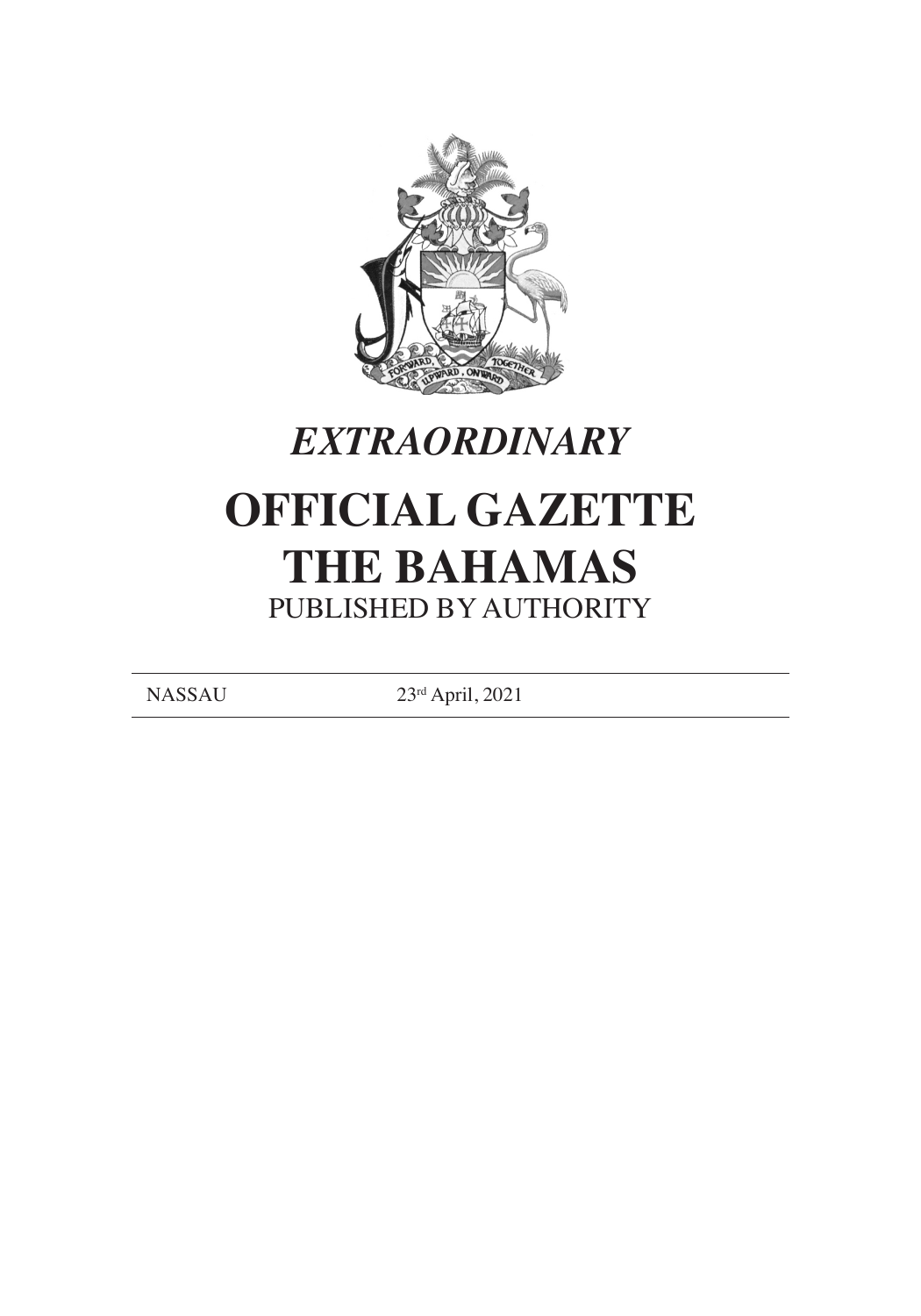*EXTRAORDINARY*

# OFFICIAL GAZETTE
# THE BAHAMAS

PUBLISHED BY AUTHORITY

NASSAU 23rd April, 2021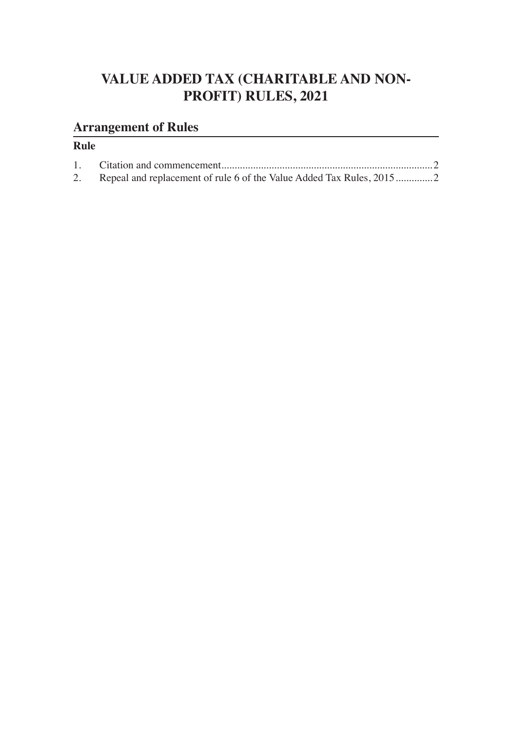# VALUE ADDED TAX (CHARITABLE AND NON-PROFIT) RULES, 2021

## Arrangement of Rules

### Rule

1. Citation and commencement................................................................................2
2. Repeal and replacement of rule 6 of the Value Added Tax Rules, 2015.............2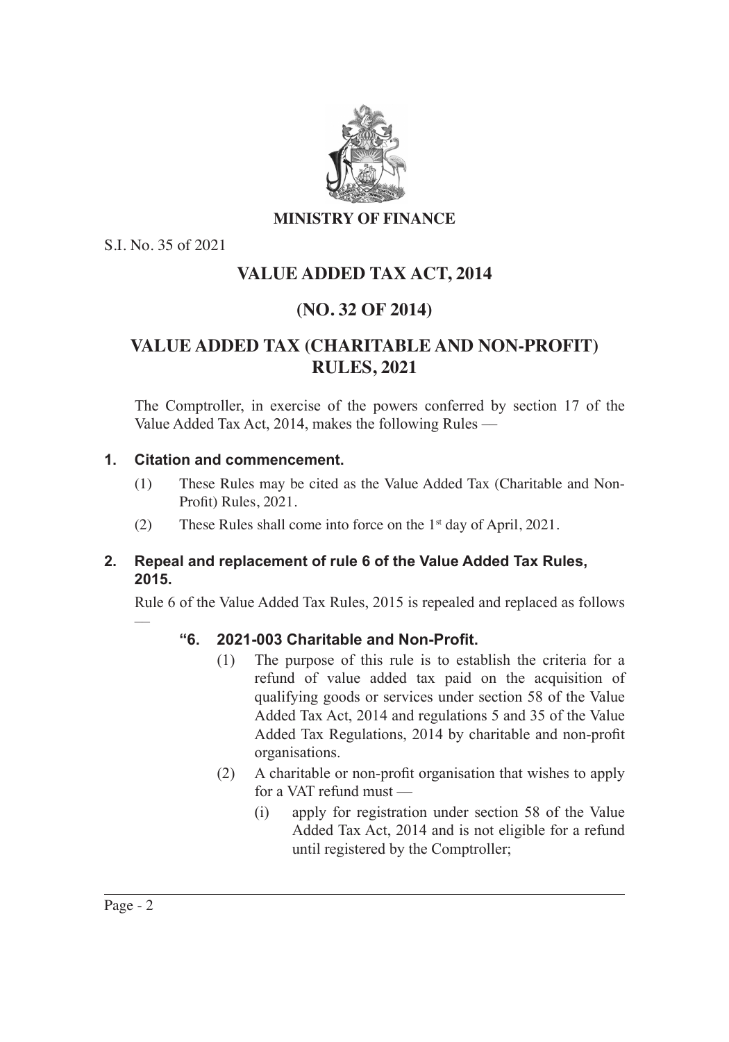**MINISTRY OF FINANCE**

S.I. No. 35 of 2021

# VALUE ADDED TAX ACT, 2014

# (NO. 32 OF 2014)

# VALUE ADDED TAX (CHARITABLE AND NON-PROFIT) RULES, 2021

The Comptroller, in exercise of the powers conferred by section 17 of the Value Added Tax Act, 2014, makes the following Rules —

### 1. Citation and commencement.

(1) These Rules may be cited as the Value Added Tax (Charitable and Non-Profit) Rules, 2021.

(2) These Rules shall come into force on the 1st day of April, 2021.

### 2. Repeal and replacement of rule 6 of the Value Added Tax Rules, 2015.

Rule 6 of the Value Added Tax Rules, 2015 is repealed and replaced as follows —

**"6. 2021-003 Charitable and Non-Profit.**

(1) The purpose of this rule is to establish the criteria for a refund of value added tax paid on the acquisition of qualifying goods or services under section 58 of the Value Added Tax Act, 2014 and regulations 5 and 35 of the Value Added Tax Regulations, 2014 by charitable and non-profit organisations.

(2) A charitable or non-profit organisation that wishes to apply for a VAT refund must —

(i) apply for registration under section 58 of the Value Added Tax Act, 2014 and is not eligible for a refund until registered by the Comptroller;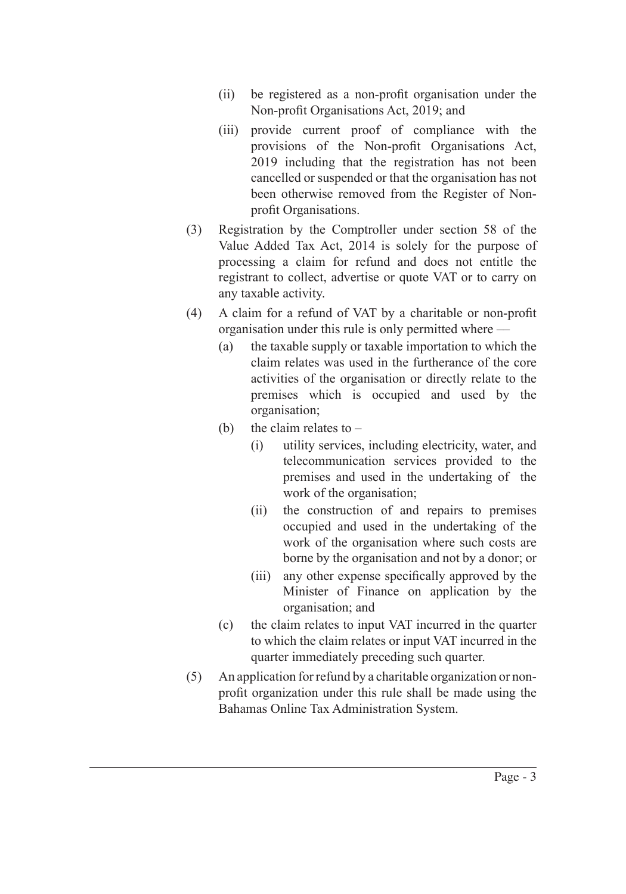(ii) be registered as a non-profit organisation under the Non-profit Organisations Act, 2019; and

(iii) provide current proof of compliance with the provisions of the Non-profit Organisations Act, 2019 including that the registration has not been cancelled or suspended or that the organisation has not been otherwise removed from the Register of Non-profit Organisations.

(3) Registration by the Comptroller under section 58 of the Value Added Tax Act, 2014 is solely for the purpose of processing a claim for refund and does not entitle the registrant to collect, advertise or quote VAT or to carry on any taxable activity.

(4) A claim for a refund of VAT by a charitable or non-profit organisation under this rule is only permitted where —

(a) the taxable supply or taxable importation to which the claim relates was used in the furtherance of the core activities of the organisation or directly relate to the premises which is occupied and used by the organisation;

(b) the claim relates to –

(i) utility services, including electricity, water, and telecommunication services provided to the premises and used in the undertaking of the work of the organisation;

(ii) the construction of and repairs to premises occupied and used in the undertaking of the work of the organisation where such costs are borne by the organisation and not by a donor; or

(iii) any other expense specifically approved by the Minister of Finance on application by the organisation; and

(c) the claim relates to input VAT incurred in the quarter to which the claim relates or input VAT incurred in the quarter immediately preceding such quarter.

(5) An application for refund by a charitable organization or non-profit organization under this rule shall be made using the Bahamas Online Tax Administration System.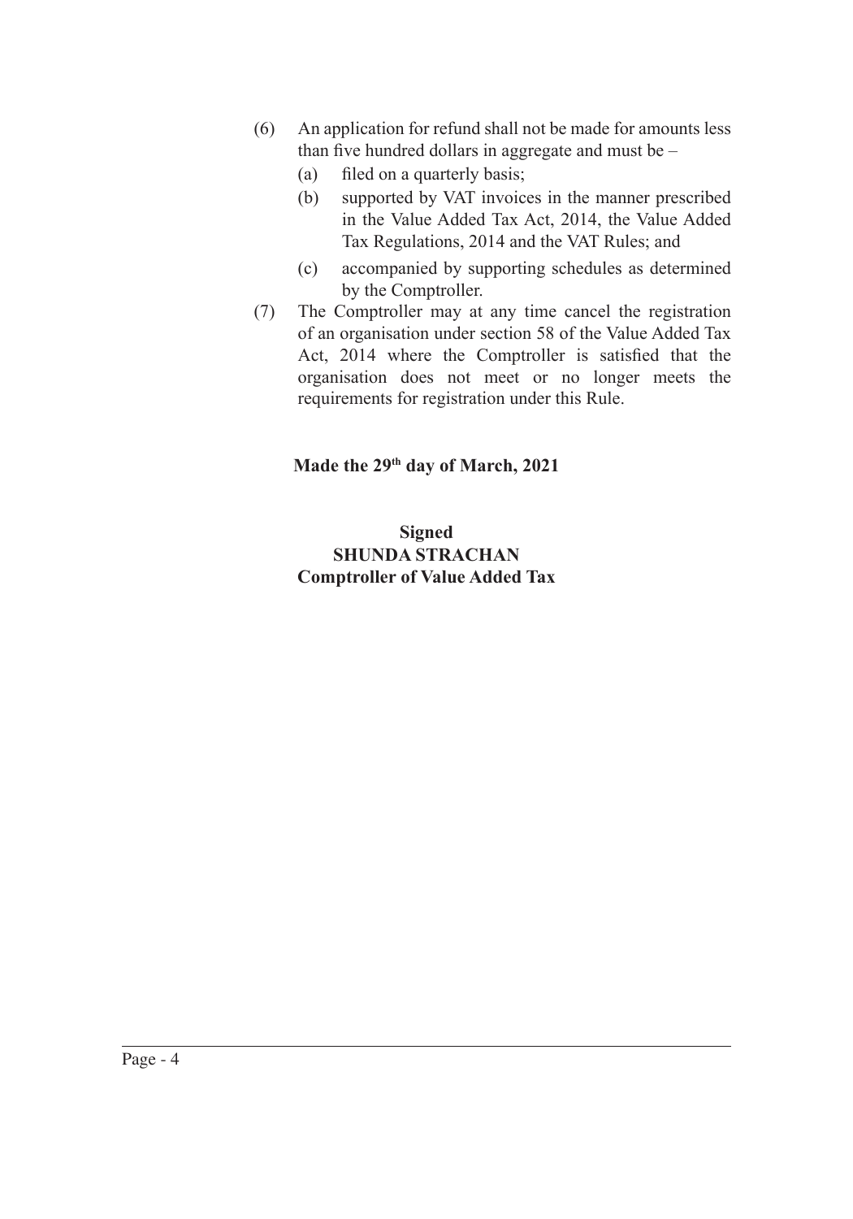(6) An application for refund shall not be made for amounts less than five hundred dollars in aggregate and must be –

  (a) filed on a quarterly basis;

  (b) supported by VAT invoices in the manner prescribed in the Value Added Tax Act, 2014, the Value Added Tax Regulations, 2014 and the VAT Rules; and

  (c) accompanied by supporting schedules as determined by the Comptroller.

(7) The Comptroller may at any time cancel the registration of an organisation under section 58 of the Value Added Tax Act, 2014 where the Comptroller is satisfied that the organisation does not meet or no longer meets the requirements for registration under this Rule.

**Made the 29th day of March, 2021**

**Signed**
**SHUNDA STRACHAN**
**Comptroller of Value Added Tax**